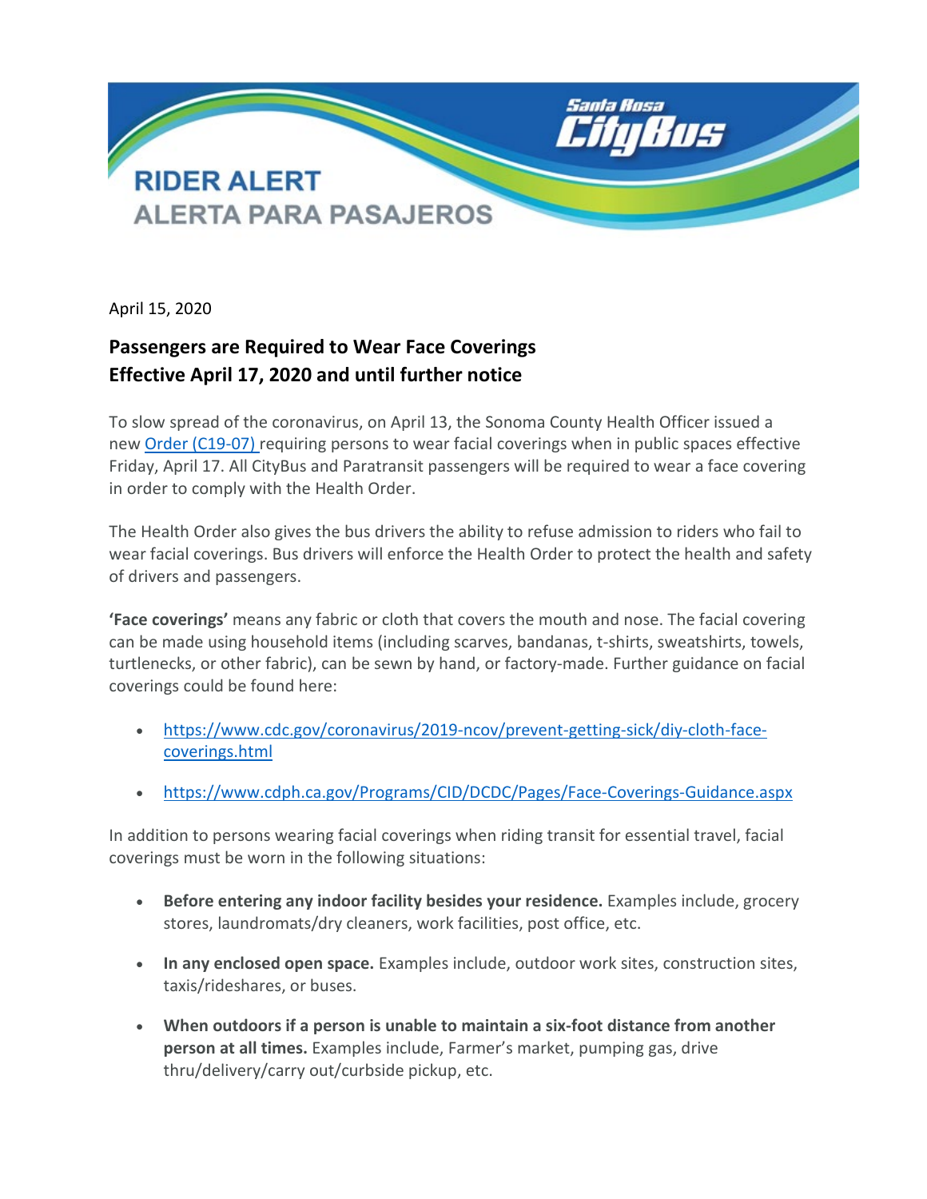Santa Rosa CityBus

# RIDER ALERT
# ALERTA PARA PASAJEROS

April 15, 2020

## Passengers are Required to Wear Face Coverings
## Effective April 17, 2020 and until further notice

To slow spread of the coronavirus, on April 13, the Sonoma County Health Officer issued a new [Order (C19-07)](Order (C19-07)) requiring persons to wear facial coverings when in public spaces effective Friday, April 17. All CityBus and Paratransit passengers will be required to wear a face covering in order to comply with the Health Order.

The Health Order also gives the bus drivers the ability to refuse admission to riders who fail to wear facial coverings. Bus drivers will enforce the Health Order to protect the health and safety of drivers and passengers.

**'Face coverings'** means any fabric or cloth that covers the mouth and nose. The facial covering can be made using household items (including scarves, bandanas, t-shirts, sweatshirts, towels, turtlenecks, or other fabric), can be sewn by hand, or factory-made. Further guidance on facial coverings could be found here:

- https://www.cdc.gov/coronavirus/2019-ncov/prevent-getting-sick/diy-cloth-face-coverings.html
- https://www.cdph.ca.gov/Programs/CID/DCDC/Pages/Face-Coverings-Guidance.aspx

In addition to persons wearing facial coverings when riding transit for essential travel, facial coverings must be worn in the following situations:

- **Before entering any indoor facility besides your residence.** Examples include, grocery stores, laundromats/dry cleaners, work facilities, post office, etc.
- **In any enclosed open space.** Examples include, outdoor work sites, construction sites, taxis/rideshares, or buses.
- **When outdoors if a person is unable to maintain a six-foot distance from another person at all times.** Examples include, Farmer's market, pumping gas, drive thru/delivery/carry out/curbside pickup, etc.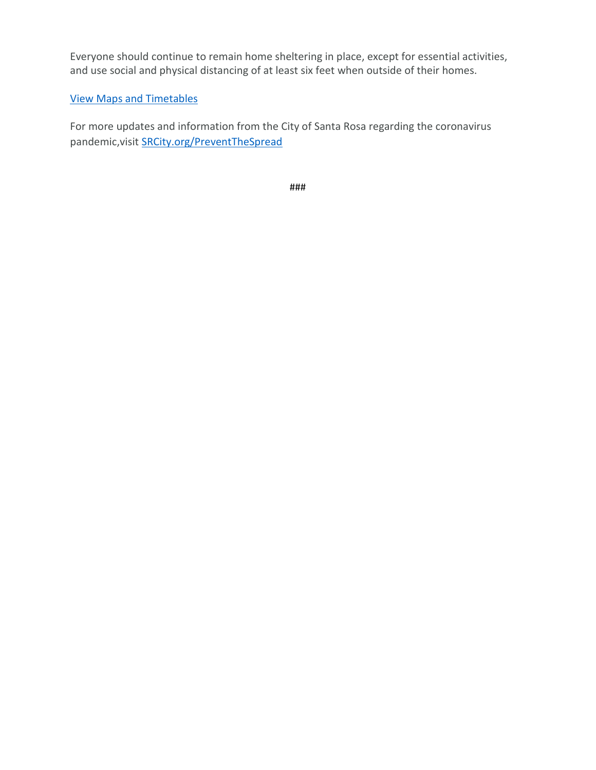Everyone should continue to remain home sheltering in place, except for essential activities, and use social and physical distancing of at least six feet when outside of their homes.

[View Maps and Timetables]

For more updates and information from the City of Santa Rosa regarding the coronavirus pandemic,visit SRCity.org/PreventTheSpread

###